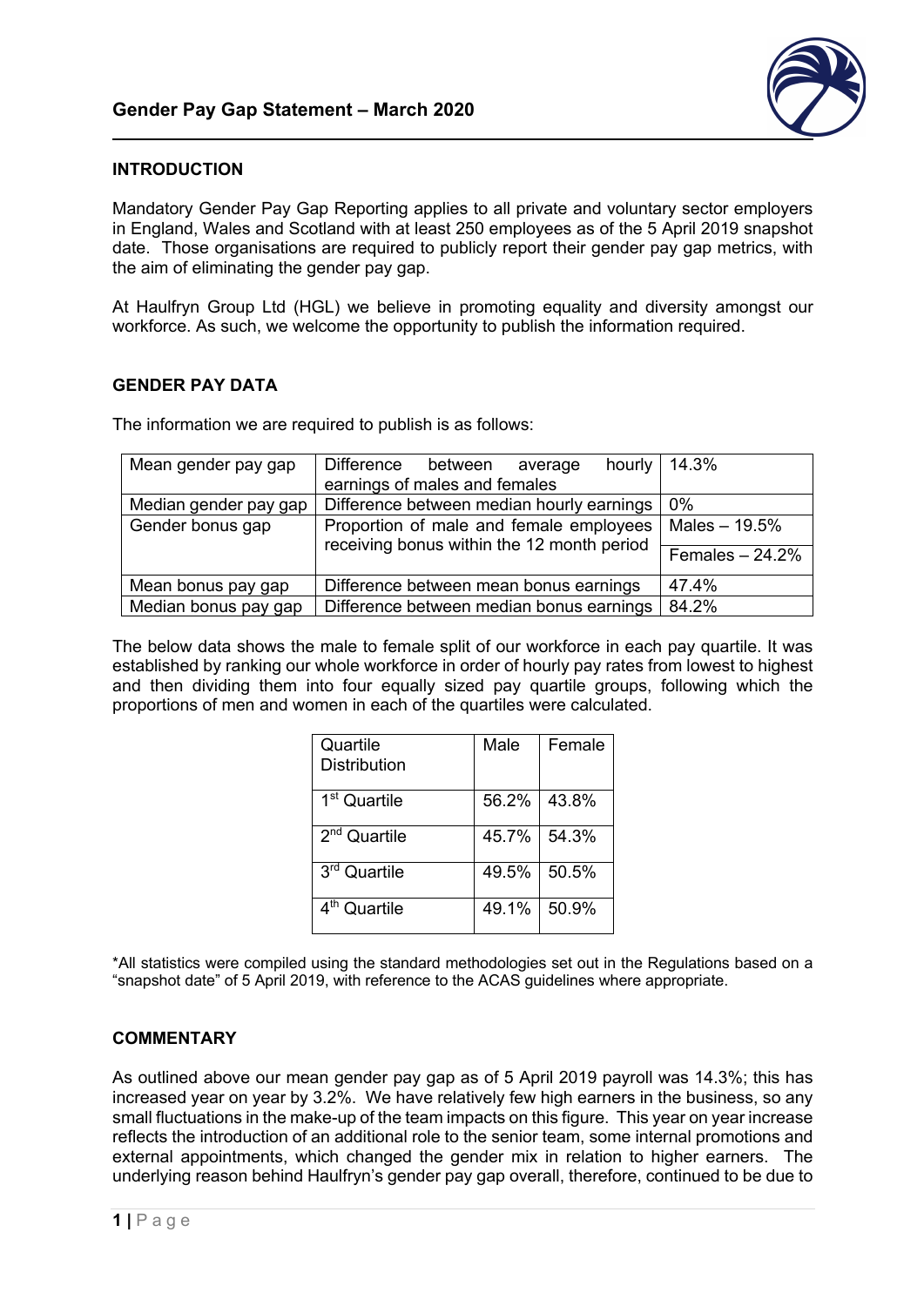# Gender Pay Gap Statement – March 2020

## INTRODUCTION

Mandatory Gender Pay Gap Reporting applies to all private and voluntary sector employers in England, Wales and Scotland with at least 250 employees as of the 5 April 2019 snapshot date. Those organisations are required to publicly report their gender pay gap metrics, with the aim of eliminating the gender pay gap.

At Haulfryn Group Ltd (HGL) we believe in promoting equality and diversity amongst our workforce. As such, we welcome the opportunity to publish the information required.

## GENDER PAY DATA

The information we are required to publish is as follows:

| | | |
|---|---|---|
| Mean gender pay gap | Difference between average hourly earnings of males and females | 14.3% |
| Median gender pay gap | Difference between median hourly earnings | 0% |
| Gender bonus gap | Proportion of male and female employees receiving bonus within the 12 month period | Males – 19.5% |
| | | Females – 24.2% |
| Mean bonus pay gap | Difference between mean bonus earnings | 47.4% |
| Median bonus pay gap | Difference between median bonus earnings | 84.2% |

The below data shows the male to female split of our workforce in each pay quartile. It was established by ranking our whole workforce in order of hourly pay rates from lowest to highest and then dividing them into four equally sized pay quartile groups, following which the proportions of men and women in each of the quartiles were calculated.

| Quartile Distribution | Male | Female |
|---|---|---|
| 1st Quartile | 56.2% | 43.8% |
| 2nd Quartile | 45.7% | 54.3% |
| 3rd Quartile | 49.5% | 50.5% |
| 4th Quartile | 49.1% | 50.9% |

*All statistics were compiled using the standard methodologies set out in the Regulations based on a "snapshot date" of 5 April 2019, with reference to the ACAS guidelines where appropriate.

## COMMENTARY

As outlined above our mean gender pay gap as of 5 April 2019 payroll was 14.3%; this has increased year on year by 3.2%. We have relatively few high earners in the business, so any small fluctuations in the make-up of the team impacts on this figure. This year on year increase reflects the introduction of an additional role to the senior team, some internal promotions and external appointments, which changed the gender mix in relation to higher earners. The underlying reason behind Haulfryn's gender pay gap overall, therefore, continued to be due to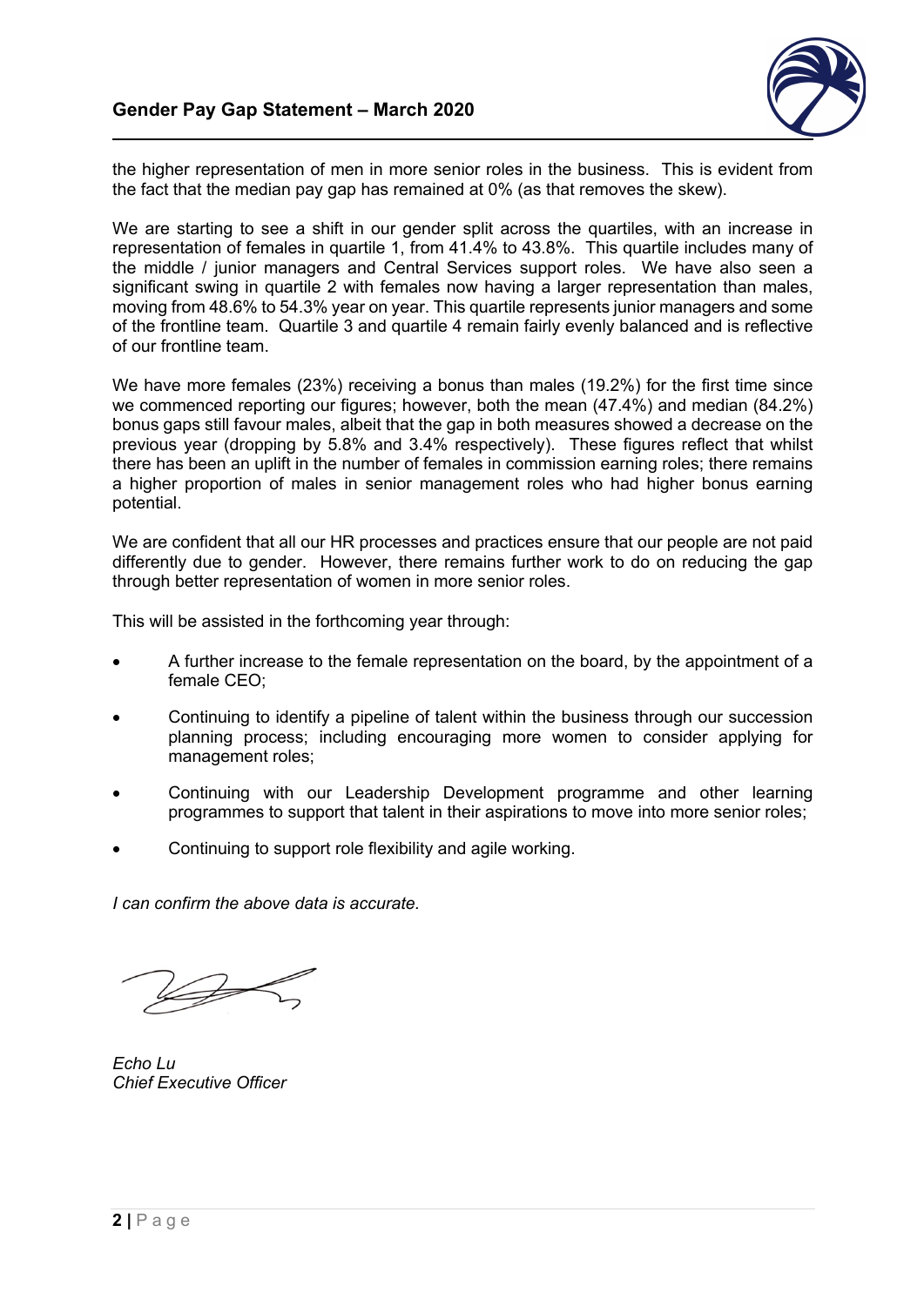the higher representation of men in more senior roles in the business. This is evident from the fact that the median pay gap has remained at 0% (as that removes the skew).

We are starting to see a shift in our gender split across the quartiles, with an increase in representation of females in quartile 1, from 41.4% to 43.8%. This quartile includes many of the middle / junior managers and Central Services support roles. We have also seen a significant swing in quartile 2 with females now having a larger representation than males, moving from 48.6% to 54.3% year on year. This quartile represents junior managers and some of the frontline team. Quartile 3 and quartile 4 remain fairly evenly balanced and is reflective of our frontline team.

We have more females (23%) receiving a bonus than males (19.2%) for the first time since we commenced reporting our figures; however, both the mean (47.4%) and median (84.2%) bonus gaps still favour males, albeit that the gap in both measures showed a decrease on the previous year (dropping by 5.8% and 3.4% respectively). These figures reflect that whilst there has been an uplift in the number of females in commission earning roles; there remains a higher proportion of males in senior management roles who had higher bonus earning potential.

We are confident that all our HR processes and practices ensure that our people are not paid differently due to gender. However, there remains further work to do on reducing the gap through better representation of women in more senior roles.

This will be assisted in the forthcoming year through:

- A further increase to the female representation on the board, by the appointment of a female CEO;
- Continuing to identify a pipeline of talent within the business through our succession planning process; including encouraging more women to consider applying for management roles;
- Continuing with our Leadership Development programme and other learning programmes to support that talent in their aspirations to move into more senior roles;
- Continuing to support role flexibility and agile working.

*I can confirm the above data is accurate.*

*Echo Lu*
*Chief Executive Officer*